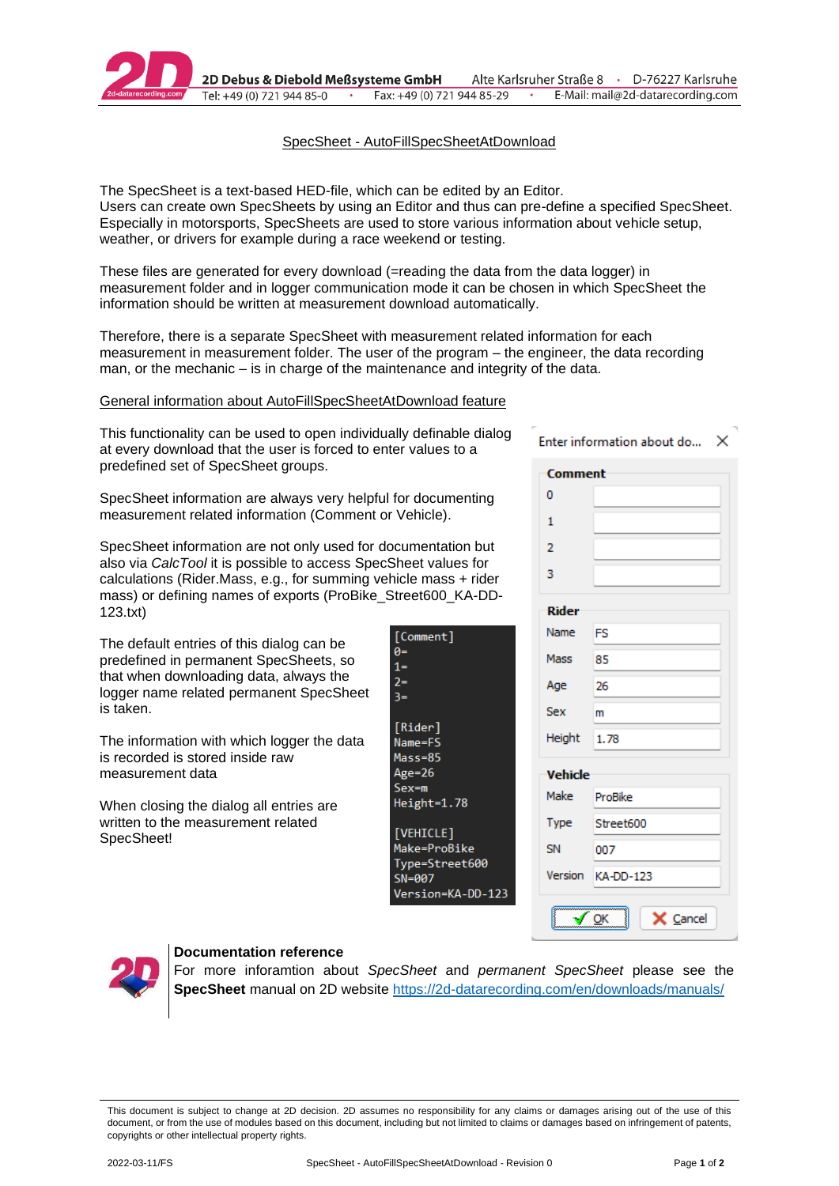# SpecSheet - AutoFillSpecSheetAtDownload

The SpecSheet is a text-based HED-file, which can be edited by an Editor.
Users can create own SpecSheets by using an Editor and thus can pre-define a specified SpecSheet. Especially in motorsports, SpecSheets are used to store various information about vehicle setup, weather, or drivers for example during a race weekend or testing.

These files are generated for every download (=reading the data from the data logger) in measurement folder and in logger communication mode it can be chosen in which SpecSheet the information should be written at measurement download automatically.

Therefore, there is a separate SpecSheet with measurement related information for each measurement in measurement folder. The user of the program – the engineer, the data recording man, or the mechanic – is in charge of the maintenance and integrity of the data.

## General information about AutoFillSpecSheetAtDownload feature

This functionality can be used to open individually definable dialog at every download that the user is forced to enter values to a predefined set of SpecSheet groups.

SpecSheet information are always very helpful for documenting measurement related information (Comment or Vehicle).

SpecSheet information are not only used for documentation but also via *CalcTool* it is possible to access SpecSheet values for calculations (Rider.Mass, e.g., for summing vehicle mass + rider mass) or defining names of exports (ProBike_Street600_KA-DD-123.txt)

The default entries of this dialog can be predefined in permanent SpecSheets, so that when downloading data, always the logger name related permanent SpecSheet is taken.

The information with which logger the data is recorded is stored inside raw measurement data

When closing the dialog all entries are written to the measurement related SpecSheet!

```
[Comment]
0=
1=
2=
3=

[Rider]
Name=FS
Mass=85
Age=26
Sex=m
Height=1.78

[VEHICLE]
Make=ProBike
Type=Street600
SN=007
Version=KA-DD-123
```

Enter information about do...

**Comment**
0
1
2
3

**Rider**
Name FS
Mass 85
Age 26
Sex m
Height 1.78

**Vehicle**
Make ProBike
Type Street600
SN 007
Version KA-DD-123

OK  Cancel

**Documentation reference**
For more inforamtion about *SpecSheet* and *permanent SpecSheet* please see the **SpecSheet** manual on 2D website https://2d-datarecording.com/en/downloads/manuals/

This document is subject to change at 2D decision. 2D assumes no responsibility for any claims or damages arising out of the use of this document, or from the use of modules based on this document, including but not limited to claims or damages based on infringement of patents, copyrights or other intellectual property rights.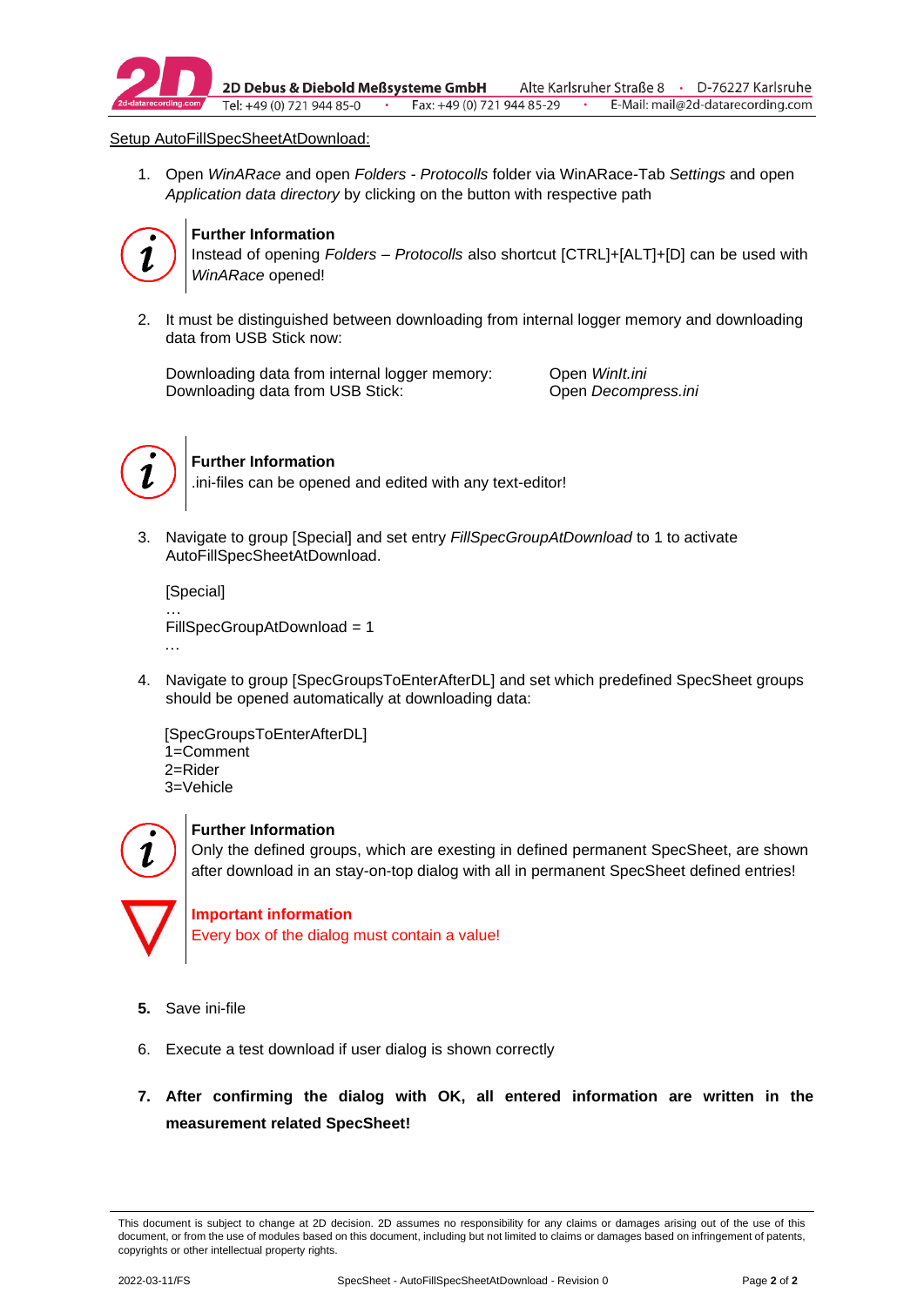Setup AutoFillSpecSheetAtDownload:

1. Open *WinARace* and open *Folders - Protocolls* folder via WinARace-Tab *Settings* and open *Application data directory* by clicking on the button with respective path

**Further Information**
Instead of opening *Folders – Protocolls* also shortcut [CTRL]+[ALT]+[D] can be used with *WinARace* opened!

2. It must be distinguished between downloading from internal logger memory and downloading data from USB Stick now:

   Downloading data from internal logger memory: Open *WinIt.ini*
   Downloading data from USB Stick: Open *Decompress.ini*

**Further Information**
.ini-files can be opened and edited with any text-editor!

3. Navigate to group [Special] and set entry *FillSpecGroupAtDownload* to 1 to activate AutoFillSpecSheetAtDownload.

```
[Special]
…
FillSpecGroupAtDownload = 1
…
```

4. Navigate to group [SpecGroupsToEnterAfterDL] and set which predefined SpecSheet groups should be opened automatically at downloading data:

```
[SpecGroupsToEnterAfterDL]
1=Comment
2=Rider
3=Vehicle
```

**Further Information**
Only the defined groups, which are exesting in defined permanent SpecSheet, are shown after download in an stay-on-top dialog with all in permanent SpecSheet defined entries!

**Important information**
Every box of the dialog must contain a value!

5. Save ini-file

6. Execute a test download if user dialog is shown correctly

7. **After confirming the dialog with OK, all entered information are written in the measurement related SpecSheet!**

This document is subject to change at 2D decision. 2D assumes no responsibility for any claims or damages arising out of the use of this document, or from the use of modules based on this document, including but not limited to claims or damages based on infringement of patents, copyrights or other intellectual property rights.